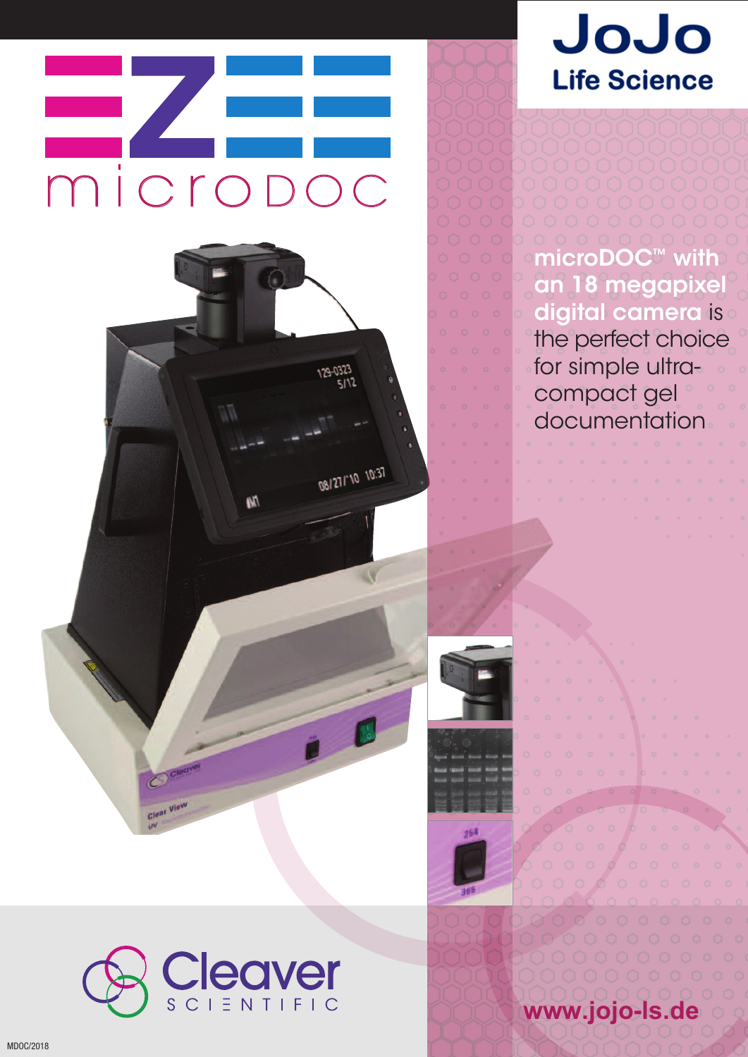# EZEE microDOC

# JoJo Life Science

**microDOC™ with an 18 megapixel digital camera** is the perfect choice for simple ultra-compact gel documentation

Cleaver SCIENTIFIC

**www.jojo-ls.de**

MDOC/2018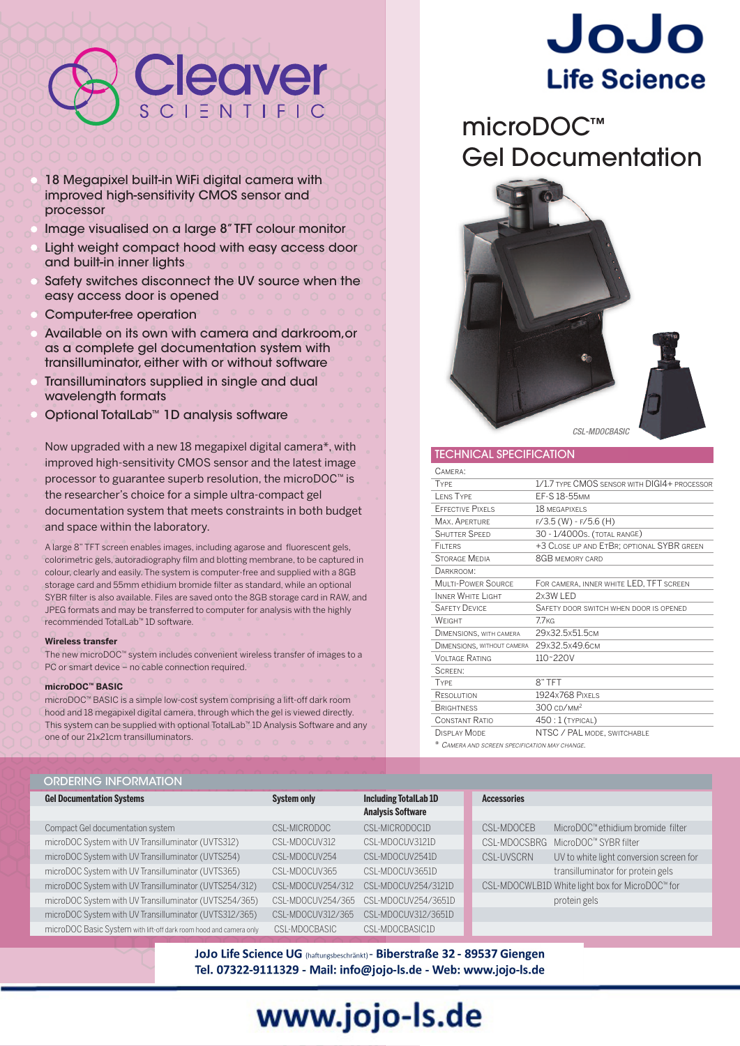# Cleaver SCIENTIFIC

# JoJo Life Science

# microDOC™ Gel Documentation

- 18 Megapixel built-in WiFi digital camera with improved high-sensitivity CMOS sensor and processor
- Image visualised on a large 8" TFT colour monitor
- Light weight compact hood with easy access door and built-in inner lights
- Safety switches disconnect the UV source when the easy access door is opened
- Computer-free operation
- Available on its own with camera and darkroom,or as a complete gel documentation system with transilluminator, either with or without software
- Transilluminators supplied in single and dual wavelength formats
- Optional TotalLab™ 1D analysis software

Now upgraded with a new 18 megapixel digital camera*, with improved high-sensitivity CMOS sensor and the latest image processor to guarantee superb resolution, the microDOC™ is the researcher's choice for a simple ultra-compact gel documentation system that meets constraints in both budget and space within the laboratory.

A large 8" TFT screen enables images, including agarose and fluorescent gels, colorimetric gels, autoradiography film and blotting membrane, to be captured in colour, clearly and easily. The system is computer-free and supplied with a 8GB storage card and 55mm ethidium bromide filter as standard, while an optional SYBR filter is also available. Files are saved onto the 8GB storage card in RAW, and JPEG formats and may be transferred to computer for analysis with the highly recommended TotalLab™ 1D software.

**Wireless transfer**

The new microDOC™ system includes convenient wireless transfer of images to a PC or smart device – no cable connection required.

**microDOC™ BASIC**

microDOC™ BASIC is a simple low-cost system comprising a lift-off dark room hood and 18 megapixel digital camera, through which the gel is viewed directly. This system can be supplied with optional TotalLab™ 1D Analysis Software and any one of our 21x21cm transilluminators.

*CSL-MDOCBASIC*

## TECHNICAL SPECIFICATION

| | |
|---|---|
| Camera: | |
| Type | 1/1.7 type CMOS sensor with DIGI4+ processor |
| Lens Type | EF-S 18-55mm |
| Effective Pixels | 18 megapixels |
| Max. Aperture | f/3.5 (W) - f/5.6 (H) |
| Shutter Speed | 30 - 1/4000s. (total range) |
| Filters | +3 Close up and EtBr; optional SYBR green |
| Storage Media | 8GB memory card |
| Darkroom: | |
| Multi-Power Source | For camera, inner white LED, TFT screen |
| Inner White Light | 2x3W LED |
| Safety Device | Safety door switch when door is opened |
| Weight | 7.7kg |
| Dimensions, with camera | 29x32.5x51.5cm |
| Dimensions, without camera | 29x32.5x49.6cm |
| Voltage Rating | 110~220V |
| Screen: | |
| Type | 8" TFT |
| Resolution | 1924x768 Pixels |
| Brightness | 300 cd/mm² |
| Constant Ratio | 450 : 1 (typical) |
| Display Mode | NTSC / PAL mode, switchable |

\* *Camera and screen specification may change.*

## ORDERING INFORMATION

| Gel Documentation Systems | System only | Including TotalLab 1D Analysis Software |
|---|---|---|
| Compact Gel documentation system | CSL-MICRODOC | CSL-MICRODOC1D |
| microDOC System with UV Transilluminator (UVTS312) | CSL-MDOCUV312 | CSL-MDOCUV3121D |
| microDOC System with UV Transilluminator (UVTS254) | CSL-MDOCUV254 | CSL-MDOCUV2541D |
| microDOC System with UV Transilluminator (UVTS365) | CSL-MDOCUV365 | CSL-MDOCUV3651D |
| microDOC System with UV Transilluminator (UVTS254/312) | CSL-MDOCUV254/312 | CSL-MDOCUV254/3121D |
| microDOC System with UV Transilluminator (UVTS254/365) | CSL-MDOCUV254/365 | CSL-MDOCUV254/3651D |
| microDOC System with UV Transilluminator (UVTS312/365) | CSL-MDOCUV312/365 | CSL-MDOCUV312/3651D |
| microDOC Basic System with lift-off dark room hood and camera only | CSL-MDOCBASIC | CSL-MDOCBASIC1D |

| Accessories | |
|---|---|
| CSL-MDOCEB | MicroDOC™ethidium bromide filter |
| CSL-MDOCSBRG | MicroDOC™ SYBR filter |
| CSL-UVSCRN | UV to white light conversion screen for transilluminator for protein gels |
| CSL-MDOCWLB1D | White light box for MicroDOC™ for protein gels |

**JoJo Life Science UG** (haftungsbeschränkt) **- Biberstraße 32 - 89537 Giengen**
**Tel. 07322-9111329 - Mail: info@jojo-ls.de - Web: www.jojo-ls.de**

# www.jojo-ls.de